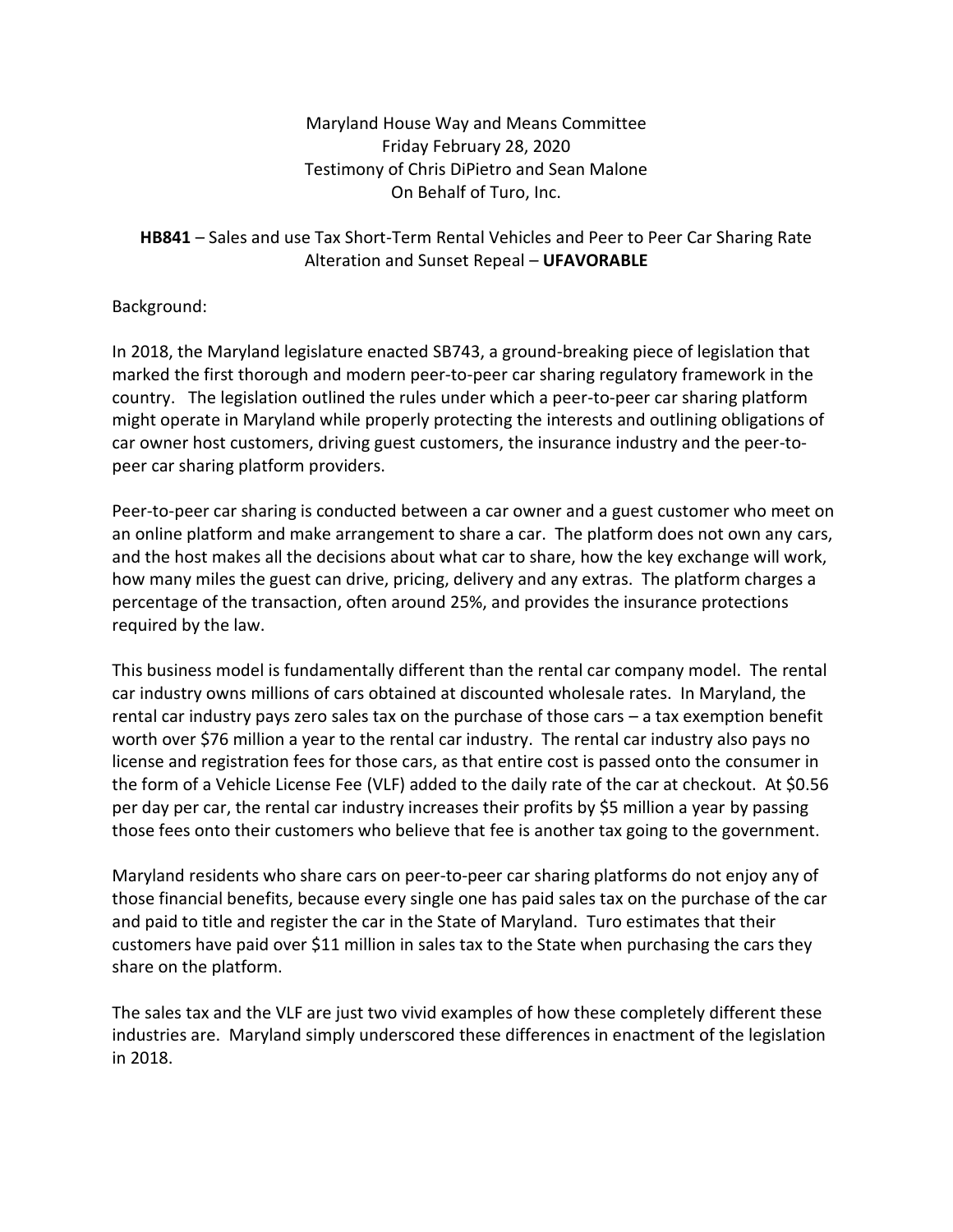Maryland House Way and Means Committee
Friday February 28, 2020
Testimony of Chris DiPietro and Sean Malone
On Behalf of Turo, Inc.

**HB841** – Sales and use Tax Short-Term Rental Vehicles and Peer to Peer Car Sharing Rate Alteration and Sunset Repeal – **UFAVORABLE**

Background:

In 2018, the Maryland legislature enacted SB743, a ground-breaking piece of legislation that marked the first thorough and modern peer-to-peer car sharing regulatory framework in the country. The legislation outlined the rules under which a peer-to-peer car sharing platform might operate in Maryland while properly protecting the interests and outlining obligations of car owner host customers, driving guest customers, the insurance industry and the peer-to-peer car sharing platform providers.

Peer-to-peer car sharing is conducted between a car owner and a guest customer who meet on an online platform and make arrangement to share a car. The platform does not own any cars, and the host makes all the decisions about what car to share, how the key exchange will work, how many miles the guest can drive, pricing, delivery and any extras. The platform charges a percentage of the transaction, often around 25%, and provides the insurance protections required by the law.

This business model is fundamentally different than the rental car company model. The rental car industry owns millions of cars obtained at discounted wholesale rates. In Maryland, the rental car industry pays zero sales tax on the purchase of those cars – a tax exemption benefit worth over $76 million a year to the rental car industry. The rental car industry also pays no license and registration fees for those cars, as that entire cost is passed onto the consumer in the form of a Vehicle License Fee (VLF) added to the daily rate of the car at checkout. At $0.56 per day per car, the rental car industry increases their profits by $5 million a year by passing those fees onto their customers who believe that fee is another tax going to the government.

Maryland residents who share cars on peer-to-peer car sharing platforms do not enjoy any of those financial benefits, because every single one has paid sales tax on the purchase of the car and paid to title and register the car in the State of Maryland. Turo estimates that their customers have paid over $11 million in sales tax to the State when purchasing the cars they share on the platform.

The sales tax and the VLF are just two vivid examples of how these completely different these industries are. Maryland simply underscored these differences in enactment of the legislation in 2018.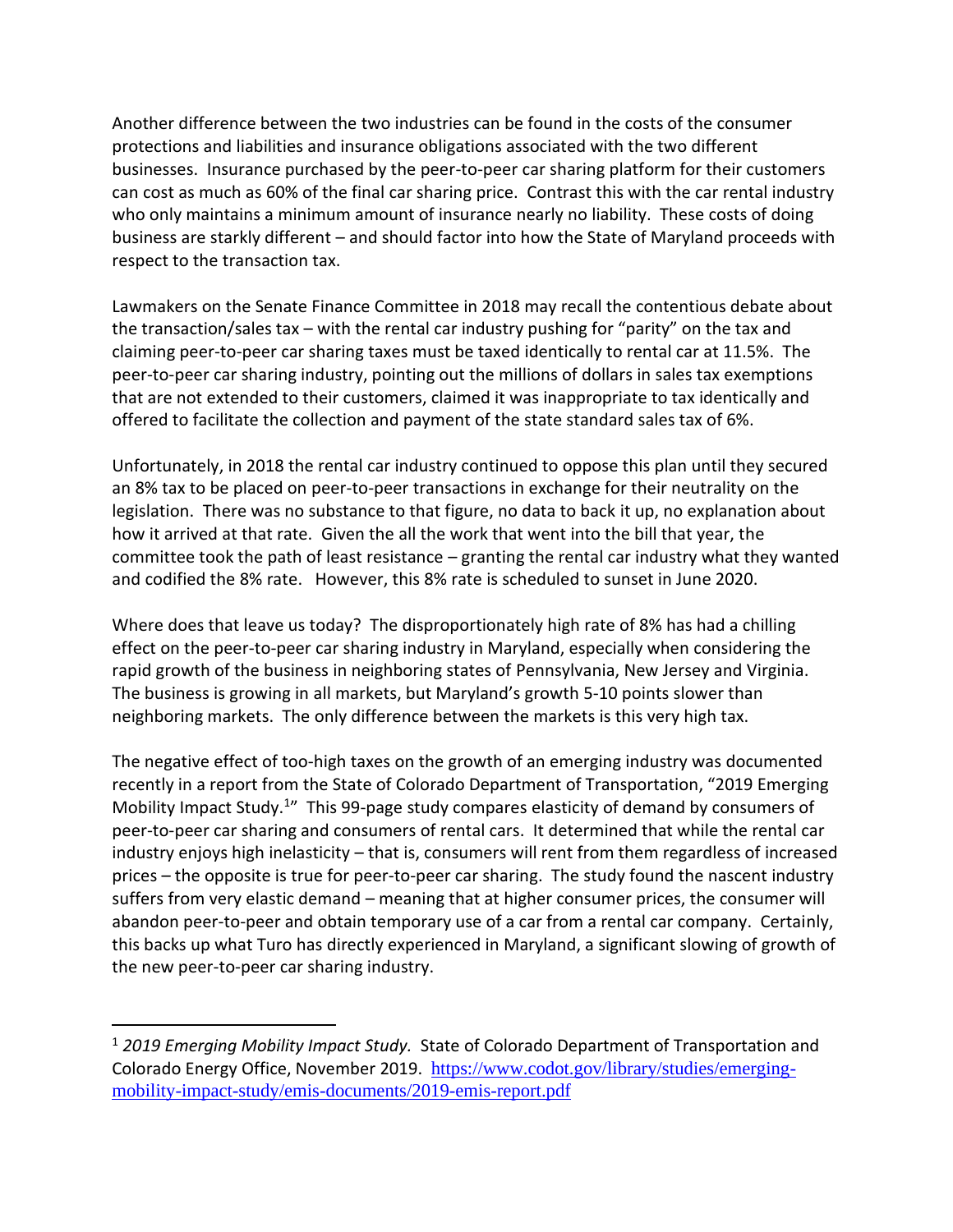Another difference between the two industries can be found in the costs of the consumer protections and liabilities and insurance obligations associated with the two different businesses. Insurance purchased by the peer-to-peer car sharing platform for their customers can cost as much as 60% of the final car sharing price. Contrast this with the car rental industry who only maintains a minimum amount of insurance nearly no liability. These costs of doing business are starkly different – and should factor into how the State of Maryland proceeds with respect to the transaction tax.

Lawmakers on the Senate Finance Committee in 2018 may recall the contentious debate about the transaction/sales tax – with the rental car industry pushing for "parity" on the tax and claiming peer-to-peer car sharing taxes must be taxed identically to rental car at 11.5%. The peer-to-peer car sharing industry, pointing out the millions of dollars in sales tax exemptions that are not extended to their customers, claimed it was inappropriate to tax identically and offered to facilitate the collection and payment of the state standard sales tax of 6%.

Unfortunately, in 2018 the rental car industry continued to oppose this plan until they secured an 8% tax to be placed on peer-to-peer transactions in exchange for their neutrality on the legislation. There was no substance to that figure, no data to back it up, no explanation about how it arrived at that rate. Given the all the work that went into the bill that year, the committee took the path of least resistance – granting the rental car industry what they wanted and codified the 8% rate. However, this 8% rate is scheduled to sunset in June 2020.

Where does that leave us today? The disproportionately high rate of 8% has had a chilling effect on the peer-to-peer car sharing industry in Maryland, especially when considering the rapid growth of the business in neighboring states of Pennsylvania, New Jersey and Virginia. The business is growing in all markets, but Maryland's growth 5-10 points slower than neighboring markets. The only difference between the markets is this very high tax.

The negative effect of too-high taxes on the growth of an emerging industry was documented recently in a report from the State of Colorado Department of Transportation, "2019 Emerging Mobility Impact Study.[1]" This 99-page study compares elasticity of demand by consumers of peer-to-peer car sharing and consumers of rental cars. It determined that while the rental car industry enjoys high inelasticity – that is, consumers will rent from them regardless of increased prices – the opposite is true for peer-to-peer car sharing. The study found the nascent industry suffers from very elastic demand – meaning that at higher consumer prices, the consumer will abandon peer-to-peer and obtain temporary use of a car from a rental car company. Certainly, this backs up what Turo has directly experienced in Maryland, a significant slowing of growth of the new peer-to-peer car sharing industry.

---

[1] *2019 Emerging Mobility Impact Study.* State of Colorado Department of Transportation and Colorado Energy Office, November 2019. https://www.codot.gov/library/studies/emerging-mobility-impact-study/emis-documents/2019-emis-report.pdf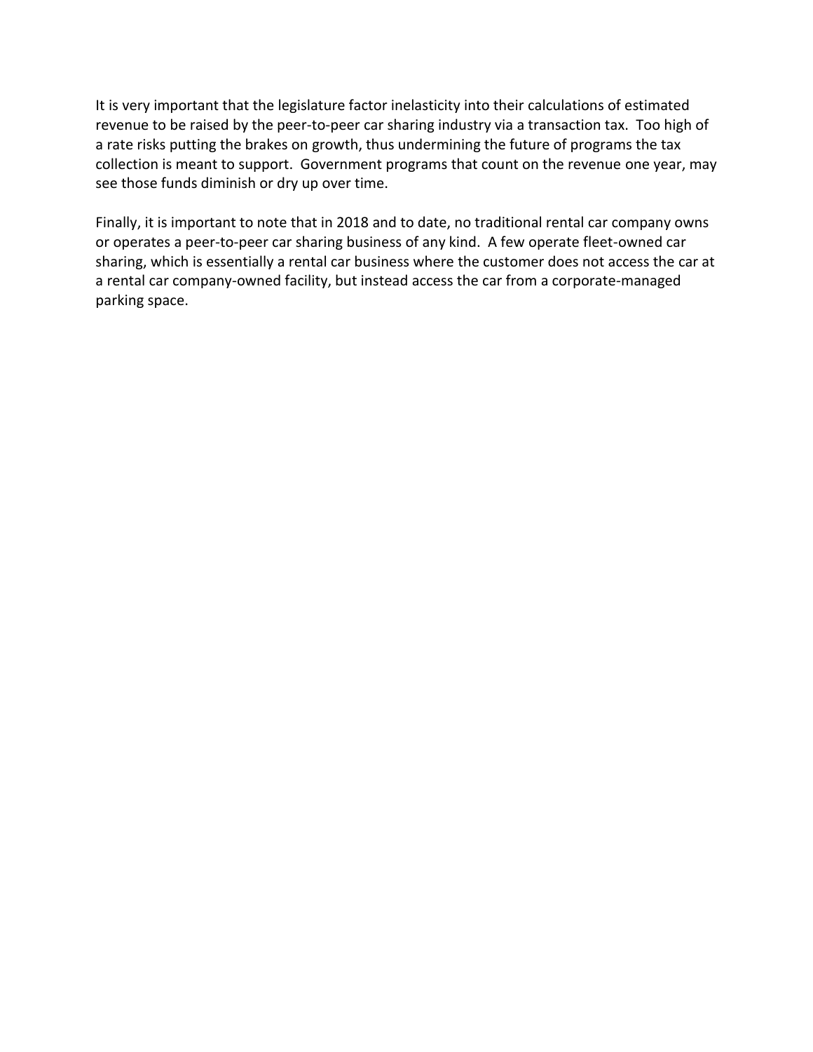It is very important that the legislature factor inelasticity into their calculations of estimated revenue to be raised by the peer-to-peer car sharing industry via a transaction tax. Too high of a rate risks putting the brakes on growth, thus undermining the future of programs the tax collection is meant to support. Government programs that count on the revenue one year, may see those funds diminish or dry up over time.

Finally, it is important to note that in 2018 and to date, no traditional rental car company owns or operates a peer-to-peer car sharing business of any kind. A few operate fleet-owned car sharing, which is essentially a rental car business where the customer does not access the car at a rental car company-owned facility, but instead access the car from a corporate-managed parking space.